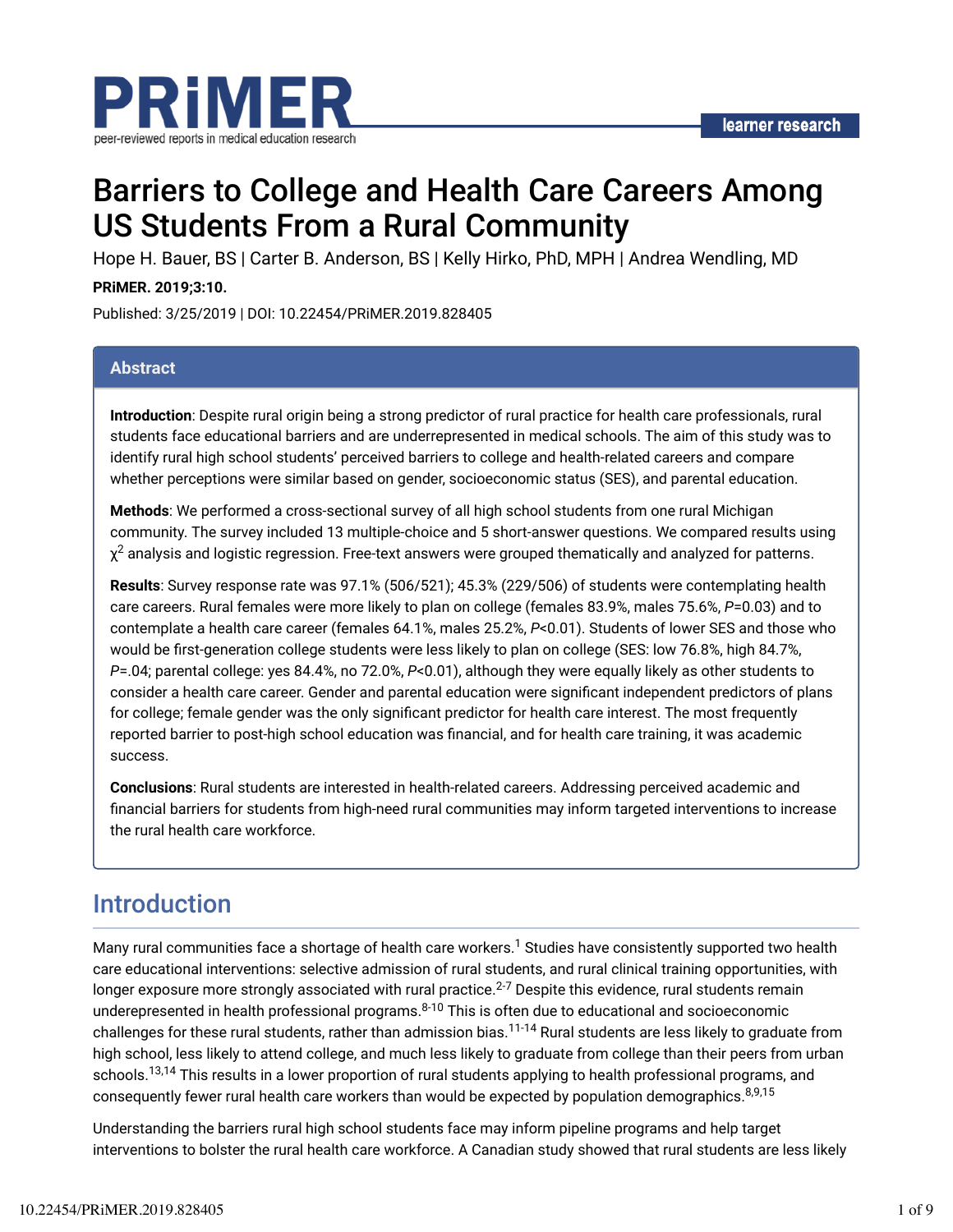PRiMER

peer-reviewed reports in medical education research

learner research

# Barriers to College and Health Care Careers Among US Students From a Rural Community

Hope H. Bauer, BS | Carter B. Anderson, BS | Kelly Hirko, PhD, MPH | Andrea Wendling, MD

**PRiMER. 2019;3:10.**

Published: 3/25/2019 | DOI: 10.22454/PRiMER.2019.828405

## Abstract

**Introduction**: Despite rural origin being a strong predictor of rural practice for health care professionals, rural students face educational barriers and are underrepresented in medical schools. The aim of this study was to identify rural high school students' perceived barriers to college and health-related careers and compare whether perceptions were similar based on gender, socioeconomic status (SES), and parental education.

**Methods**: We performed a cross-sectional survey of all high school students from one rural Michigan community. The survey included 13 multiple-choice and 5 short-answer questions. We compared results using $\chi^2$ analysis and logistic regression. Free-text answers were grouped thematically and analyzed for patterns.

**Results**: Survey response rate was 97.1% (506/521); 45.3% (229/506) of students were contemplating health care careers. Rural females were more likely to plan on college (females 83.9%, males 75.6%, $P$=0.03) and to contemplate a health care career (females 64.1%, males 25.2%, $P$<0.01). Students of lower SES and those who would be first-generation college students were less likely to plan on college (SES: low 76.8%, high 84.7%, $P$=.04; parental college: yes 84.4%, no 72.0%, $P$<0.01), although they were equally likely as other students to consider a health care career. Gender and parental education were significant independent predictors of plans for college; female gender was the only significant predictor for health care interest. The most frequently reported barrier to post-high school education was financial, and for health care training, it was academic success.

**Conclusions**: Rural students are interested in health-related careers. Addressing perceived academic and financial barriers for students from high-need rural communities may inform targeted interventions to increase the rural health care workforce.

## Introduction

Many rural communities face a shortage of health care workers.[1] Studies have consistently supported two health care educational interventions: selective admission of rural students, and rural clinical training opportunities, with longer exposure more strongly associated with rural practice.[2-7] Despite this evidence, rural students remain underepresented in health professional programs.[8-10] This is often due to educational and socioeconomic challenges for these rural students, rather than admission bias.[11-14] Rural students are less likely to graduate from high school, less likely to attend college, and much less likely to graduate from college than their peers from urban schools.[13,14] This results in a lower proportion of rural students applying to health professional programs, and consequently fewer rural health care workers than would be expected by population demographics.[8,9,15]

Understanding the barriers rural high school students face may inform pipeline programs and help target interventions to bolster the rural health care workforce. A Canadian study showed that rural students are less likely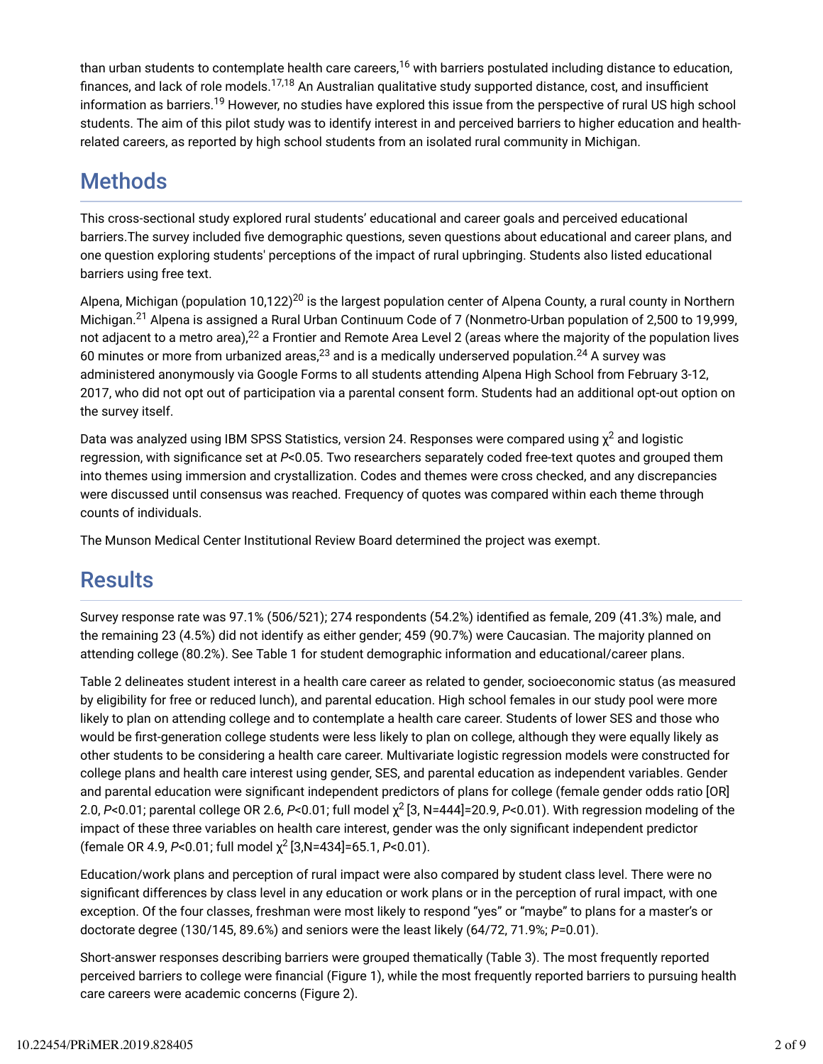than urban students to contemplate health care careers,[16] with barriers postulated including distance to education, finances, and lack of role models.[17,18] An Australian qualitative study supported distance, cost, and insufficient information as barriers.[19] However, no studies have explored this issue from the perspective of rural US high school students. The aim of this pilot study was to identify interest in and perceived barriers to higher education and health-related careers, as reported by high school students from an isolated rural community in Michigan.

## Methods

This cross-sectional study explored rural students' educational and career goals and perceived educational barriers.The survey included five demographic questions, seven questions about educational and career plans, and one question exploring students' perceptions of the impact of rural upbringing. Students also listed educational barriers using free text.

Alpena, Michigan (population 10,122)[20] is the largest population center of Alpena County, a rural county in Northern Michigan.[21] Alpena is assigned a Rural Urban Continuum Code of 7 (Nonmetro-Urban population of 2,500 to 19,999, not adjacent to a metro area),[22] a Frontier and Remote Area Level 2 (areas where the majority of the population lives 60 minutes or more from urbanized areas,[23] and is a medically underserved population.[24] A survey was administered anonymously via Google Forms to all students attending Alpena High School from February 3-12, 2017, who did not opt out of participation via a parental consent form. Students had an additional opt-out option on the survey itself.

Data was analyzed using IBM SPSS Statistics, version 24. Responses were compared using $\chi^2$ and logistic regression, with significance set at $P<0.05$. Two researchers separately coded free-text quotes and grouped them into themes using immersion and crystallization. Codes and themes were cross checked, and any discrepancies were discussed until consensus was reached. Frequency of quotes was compared within each theme through counts of individuals.

The Munson Medical Center Institutional Review Board determined the project was exempt.

## Results

Survey response rate was 97.1% (506/521); 274 respondents (54.2%) identified as female, 209 (41.3%) male, and the remaining 23 (4.5%) did not identify as either gender; 459 (90.7%) were Caucasian. The majority planned on attending college (80.2%). See Table 1 for student demographic information and educational/career plans.

Table 2 delineates student interest in a health care career as related to gender, socioeconomic status (as measured by eligibility for free or reduced lunch), and parental education. High school females in our study pool were more likely to plan on attending college and to contemplate a health care career. Students of lower SES and those who would be first-generation college students were less likely to plan on college, although they were equally likely as other students to be considering a health care career. Multivariate logistic regression models were constructed for college plans and health care interest using gender, SES, and parental education as independent variables. Gender and parental education were significant independent predictors of plans for college (female gender odds ratio [OR] 2.0, $P<0.01$; parental college OR 2.6, $P<0.01$; full model $\chi^2$ [3, N=444]=20.9, $P<0.01$). With regression modeling of the impact of these three variables on health care interest, gender was the only significant independent predictor (female OR 4.9, $P<0.01$; full model $\chi^2$ [3,N=434]=65.1, $P<0.01$).

Education/work plans and perception of rural impact were also compared by student class level. There were no significant differences by class level in any education or work plans or in the perception of rural impact, with one exception. Of the four classes, freshman were most likely to respond "yes" or "maybe" to plans for a master's or doctorate degree (130/145, 89.6%) and seniors were the least likely (64/72, 71.9%; $P=0.01$).

Short-answer responses describing barriers were grouped thematically (Table 3). The most frequently reported perceived barriers to college were financial (Figure 1), while the most frequently reported barriers to pursuing health care careers were academic concerns (Figure 2).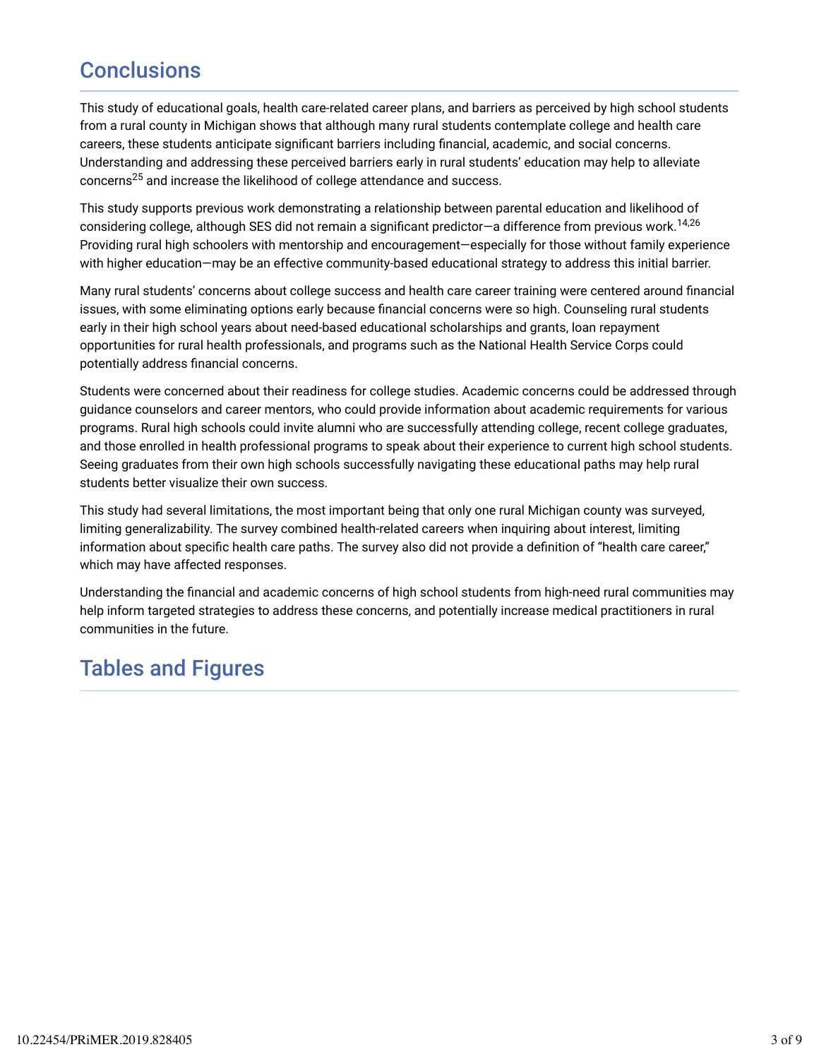## Conclusions

This study of educational goals, health care-related career plans, and barriers as perceived by high school students from a rural county in Michigan shows that although many rural students contemplate college and health care careers, these students anticipate significant barriers including financial, academic, and social concerns. Understanding and addressing these perceived barriers early in rural students' education may help to alleviate concerns[25] and increase the likelihood of college attendance and success.

This study supports previous work demonstrating a relationship between parental education and likelihood of considering college, although SES did not remain a significant predictor—a difference from previous work.[14,26] Providing rural high schoolers with mentorship and encouragement—especially for those without family experience with higher education—may be an effective community-based educational strategy to address this initial barrier.

Many rural students' concerns about college success and health care career training were centered around financial issues, with some eliminating options early because financial concerns were so high. Counseling rural students early in their high school years about need-based educational scholarships and grants, loan repayment opportunities for rural health professionals, and programs such as the National Health Service Corps could potentially address financial concerns.

Students were concerned about their readiness for college studies. Academic concerns could be addressed through guidance counselors and career mentors, who could provide information about academic requirements for various programs. Rural high schools could invite alumni who are successfully attending college, recent college graduates, and those enrolled in health professional programs to speak about their experience to current high school students. Seeing graduates from their own high schools successfully navigating these educational paths may help rural students better visualize their own success.

This study had several limitations, the most important being that only one rural Michigan county was surveyed, limiting generalizability. The survey combined health-related careers when inquiring about interest, limiting information about specific health care paths. The survey also did not provide a definition of "health care career," which may have affected responses.

Understanding the financial and academic concerns of high school students from high-need rural communities may help inform targeted strategies to address these concerns, and potentially increase medical practitioners in rural communities in the future.

## Tables and Figures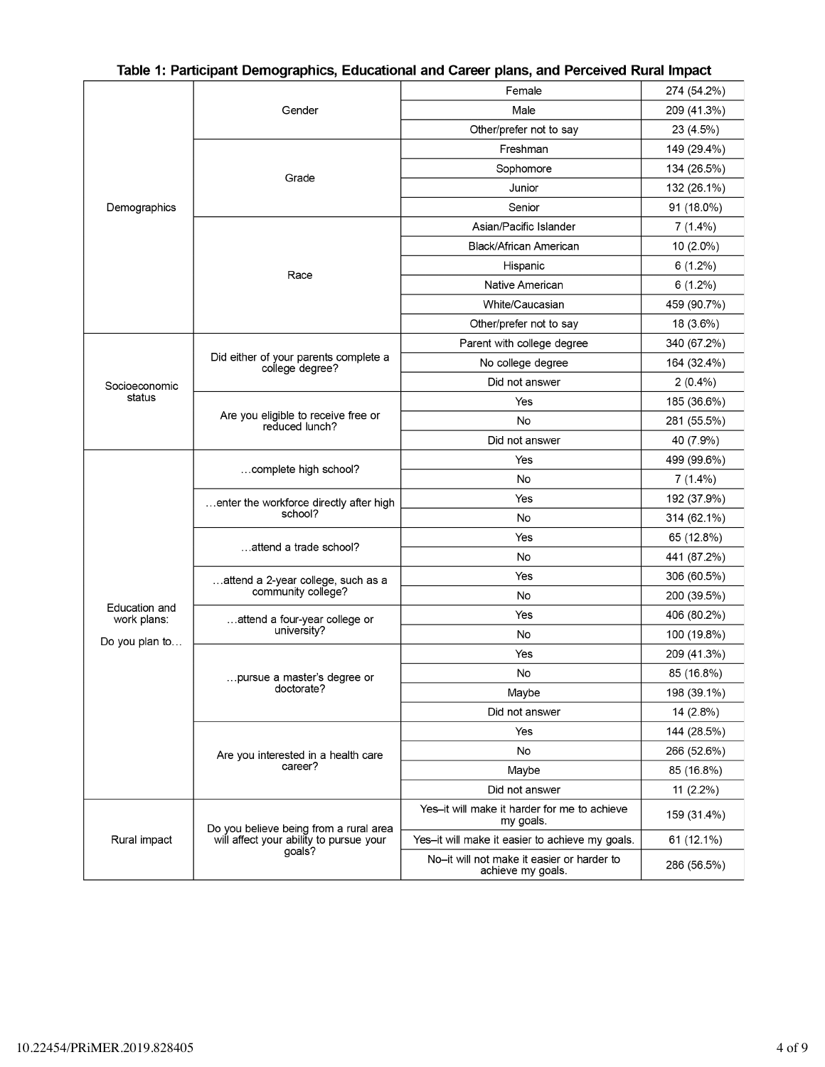**Table 1: Participant Demographics, Educational and Career plans, and Perceived Rural Impact**

| | | | |
|---|---|---|---|
| Demographics | Gender | Female | 274 (54.2%) |
| | | Male | 209 (41.3%) |
| | | Other/prefer not to say | 23 (4.5%) |
| | Grade | Freshman | 149 (29.4%) |
| | | Sophomore | 134 (26.5%) |
| | | Junior | 132 (26.1%) |
| | | Senior | 91 (18.0%) |
| | Race | Asian/Pacific Islander | 7 (1.4%) |
| | | Black/African American | 10 (2.0%) |
| | | Hispanic | 6 (1.2%) |
| | | Native American | 6 (1.2%) |
| | | White/Caucasian | 459 (90.7%) |
| | | Other/prefer not to say | 18 (3.6%) |
| Socioeconomic status | Did either of your parents complete a college degree? | Parent with college degree | 340 (67.2%) |
| | | No college degree | 164 (32.4%) |
| | | Did not answer | 2 (0.4%) |
| | Are you eligible to receive free or reduced lunch? | Yes | 185 (36.6%) |
| | | No | 281 (55.5%) |
| | | Did not answer | 40 (7.9%) |
| Education and work plans: Do you plan to… | …complete high school? | Yes | 499 (99.6%) |
| | | No | 7 (1.4%) |
| | …enter the workforce directly after high school? | Yes | 192 (37.9%) |
| | | No | 314 (62.1%) |
| | …attend a trade school? | Yes | 65 (12.8%) |
| | | No | 441 (87.2%) |
| | …attend a 2-year college, such as a community college? | Yes | 306 (60.5%) |
| | | No | 200 (39.5%) |
| | …attend a four-year college or university? | Yes | 406 (80.2%) |
| | | No | 100 (19.8%) |
| | …pursue a master's degree or doctorate? | Yes | 209 (41.3%) |
| | | No | 85 (16.8%) |
| | | Maybe | 198 (39.1%) |
| | | Did not answer | 14 (2.8%) |
| | Are you interested in a health care career? | Yes | 144 (28.5%) |
| | | No | 266 (52.6%) |
| | | Maybe | 85 (16.8%) |
| | | Did not answer | 11 (2.2%) |
| Rural impact | Do you believe being from a rural area will affect your ability to pursue your goals? | Yes–it will make it harder for me to achieve my goals. | 159 (31.4%) |
| | | Yes–it will make it easier to achieve my goals. | 61 (12.1%) |
| | | No–it will not make it easier or harder to achieve my goals. | 286 (56.5%) |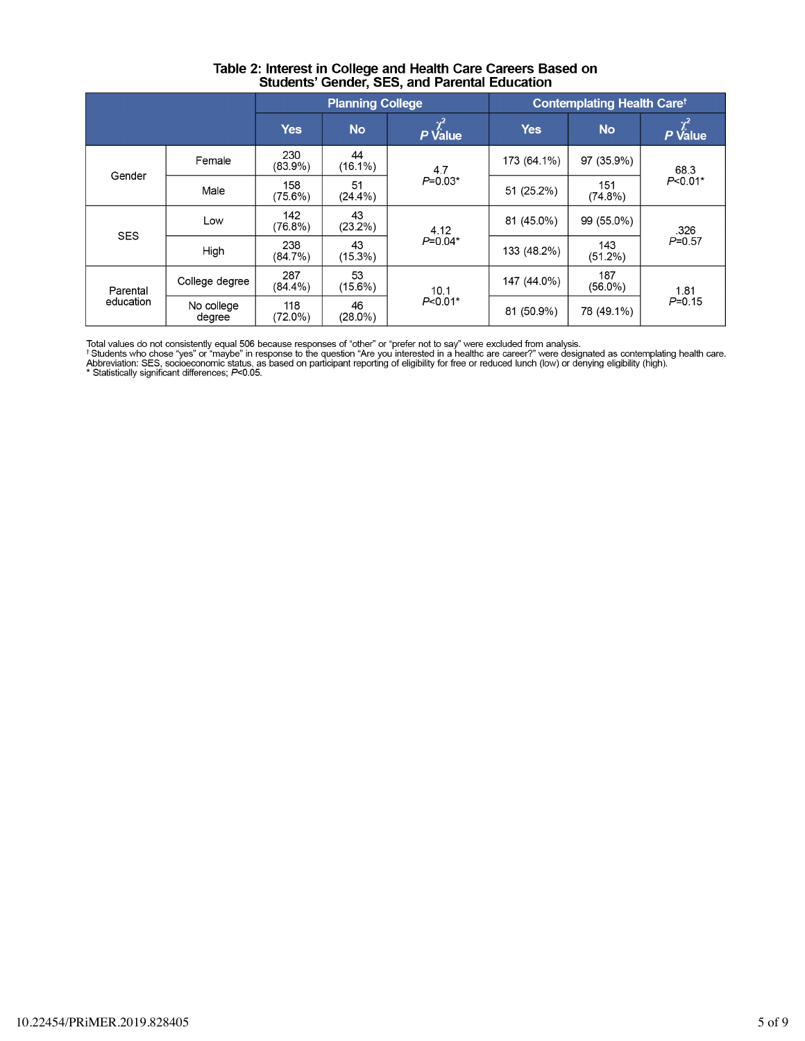**Table 2: Interest in College and Health Care Careers Based on Students' Gender, SES, and Parental Education**

| | | Planning College | | | Contemplating Health Care† | | |
|---|---|---|---|---|---|---|---|
| | | Yes | No | $\chi^2$ *P* Value | Yes | No | $\chi^2$ *P* Value |
| Gender | Female | 230 (83.9%) | 44 (16.1%) | 4.7 *P*=0.03* | 173 (64.1%) | 97 (35.9%) | 68.3 *P*<0.01* |
| | Male | 158 (75.6%) | 51 (24.4%) | | 51 (25.2%) | 151 (74.8%) | |
| SES | Low | 142 (76.8%) | 43 (23.2%) | 4.12 *P*=0.04* | 81 (45.0%) | 99 (55.0%) | .326 *P*=0.57 |
| | High | 238 (84.7%) | 43 (15.3%) | | 133 (48.2%) | 143 (51.2%) | |
| Parental education | College degree | 287 (84.4%) | 53 (15.6%) | 10.1 *P*<0.01* | 147 (44.0%) | 187 (56.0%) | 1.81 *P*=0.15 |
| | No college degree | 118 (72.0%) | 46 (28.0%) | | 81 (50.9%) | 78 (49.1%) | |

Total values do not consistently equal 506 because responses of "other" or "prefer not to say" were excluded from analysis.
† Students who chose "yes" or "maybe" in response to the question "Are you interested in a healthc are career?" were designated as contemplating health care.
Abbreviation: SES, socioeconomic status, as based on participant reporting of eligibility for free or reduced lunch (low) or denying eligibility (high).
* Statistically significant differences; *P*<0.05.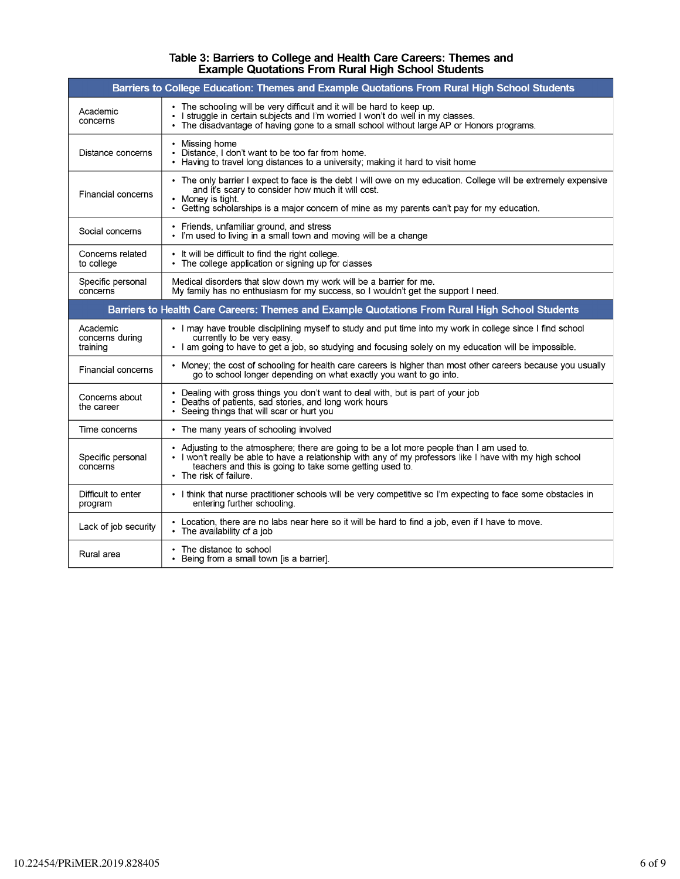**Table 3: Barriers to College and Health Care Careers: Themes and Example Quotations From Rural High School Students**

| Barriers to College Education: Themes and Example Quotations From Rural High School Students | |
|---|---|
| Academic concerns | • The schooling will be very difficult and it will be hard to keep up.<br>• I struggle in certain subjects and I'm worried I won't do well in my classes.<br>• The disadvantage of having gone to a small school without large AP or Honors programs. |
| Distance concerns | • Missing home<br>• Distance, I don't want to be too far from home.<br>• Having to travel long distances to a university; making it hard to visit home |
| Financial concerns | • The only barrier I expect to face is the debt I will owe on my education. College will be extremely expensive and it's scary to consider how much it will cost.<br>• Money is tight.<br>• Getting scholarships is a major concern of mine as my parents can't pay for my education. |
| Social concerns | • Friends, unfamiliar ground, and stress<br>• I'm used to living in a small town and moving will be a change |
| Concerns related to college | • It will be difficult to find the right college.<br>• The college application or signing up for classes |
| Specific personal concerns | Medical disorders that slow down my work will be a barrier for me.<br>My family has no enthusiasm for my success, so I wouldn't get the support I need. |
| **Barriers to Health Care Careers: Themes and Example Quotations From Rural High School Students** | |
| Academic concerns during training | • I may have trouble disciplining myself to study and put time into my work in college since I find school currently to be very easy.<br>• I am going to have to get a job, so studying and focusing solely on my education will be impossible. |
| Financial concerns | • Money; the cost of schooling for health care careers is higher than most other careers because you usually go to school longer depending on what exactly you want to go into. |
| Concerns about the career | • Dealing with gross things you don't want to deal with, but is part of your job<br>• Deaths of patients, sad stories, and long work hours<br>• Seeing things that will scar or hurt you |
| Time concerns | • The many years of schooling involved |
| Specific personal concerns | • Adjusting to the atmosphere; there are going to be a lot more people than I am used to.<br>• I won't really be able to have a relationship with any of my professors like I have with my high school teachers and this is going to take some getting used to.<br>• The risk of failure. |
| Difficult to enter program | • I think that nurse practitioner schools will be very competitive so I'm expecting to face some obstacles in entering further schooling. |
| Lack of job security | • Location, there are no labs near here so it will be hard to find a job, even if I have to move.<br>• The availability of a job |
| Rural area | • The distance to school<br>• Being from a small town [is a barrier]. |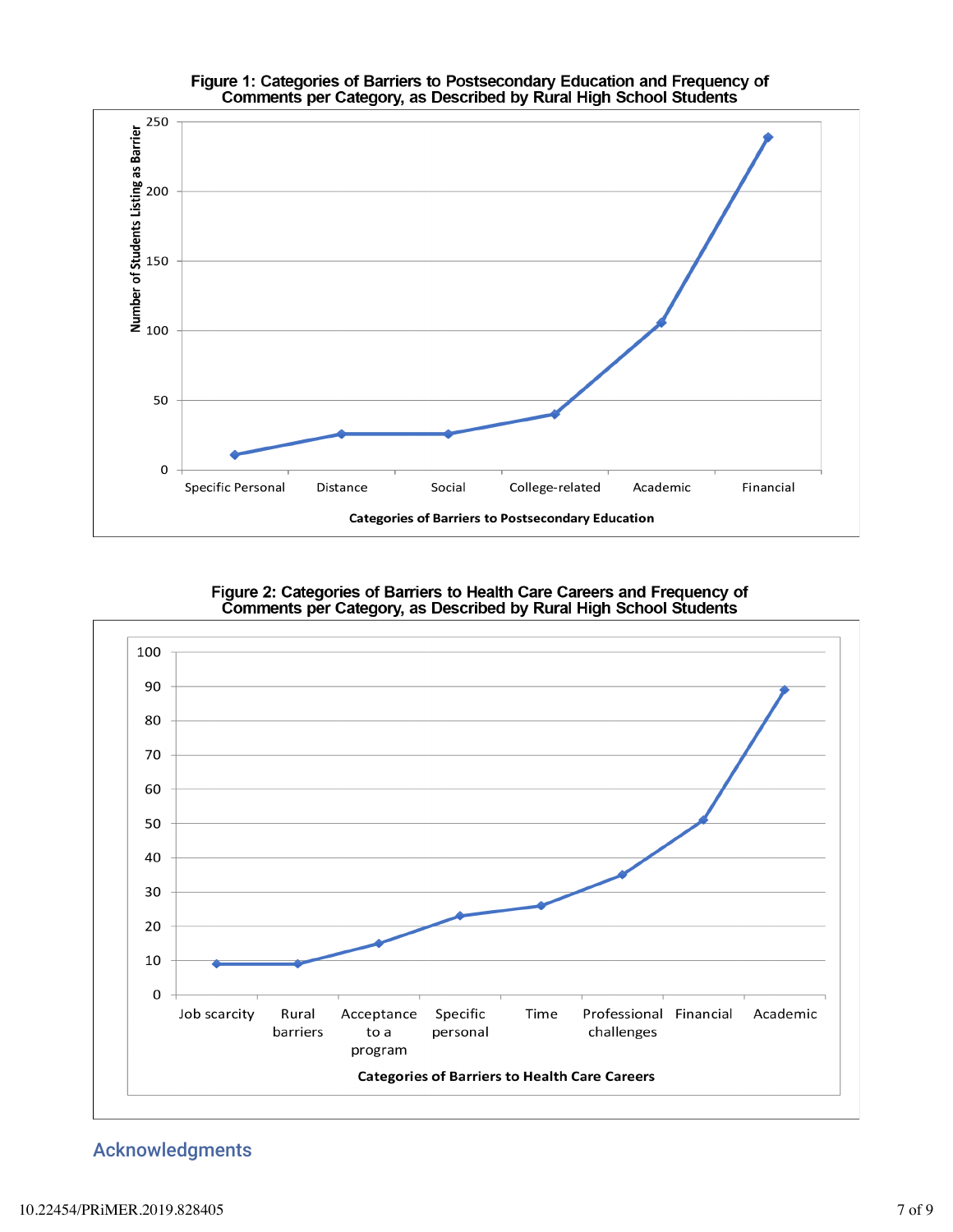**Figure 1: Categories of Barriers to Postsecondary Education and Frequency of Comments per Category, as Described by Rural High School Students**

Number of Students Listing as Barrier

250
200
150
100
50
0

Specific Personal
Distance
Social
College-related
Academic
Financial

Categories of Barriers to Postsecondary Education

**Figure 2: Categories of Barriers to Health Care Careers and Frequency of Comments per Category, as Described by Rural High School Students**

100
90
80
70
60
50
40
30
20
10
0

Job scarcity
Rural barriers
Acceptance to a program
Specific personal
Time
Professional challenges
Financial
Academic

Categories of Barriers to Health Care Careers

## Acknowledgments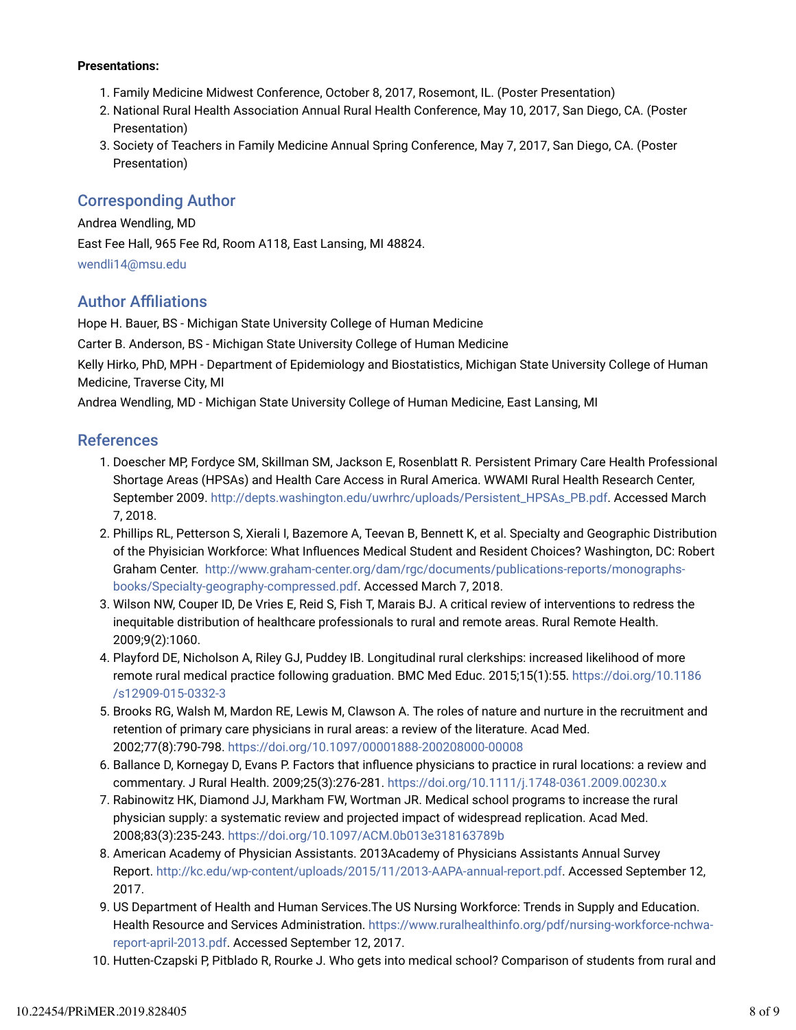**Presentations:**

1. Family Medicine Midwest Conference, October 8, 2017, Rosemont, IL. (Poster Presentation)
2. National Rural Health Association Annual Rural Health Conference, May 10, 2017, San Diego, CA. (Poster Presentation)
3. Society of Teachers in Family Medicine Annual Spring Conference, May 7, 2017, San Diego, CA. (Poster Presentation)

## Corresponding Author

Andrea Wendling, MD

East Fee Hall, 965 Fee Rd, Room A118, East Lansing, MI 48824.

wendli14@msu.edu

## Author Affiliations

Hope H. Bauer, BS - Michigan State University College of Human Medicine

Carter B. Anderson, BS - Michigan State University College of Human Medicine

Kelly Hirko, PhD, MPH - Department of Epidemiology and Biostatistics, Michigan State University College of Human Medicine, Traverse City, MI

Andrea Wendling, MD - Michigan State University College of Human Medicine, East Lansing, MI

## References

1. Doescher MP, Fordyce SM, Skillman SM, Jackson E, Rosenblatt R. Persistent Primary Care Health Professional Shortage Areas (HPSAs) and Health Care Access in Rural America. WWAMI Rural Health Research Center, September 2009. http://depts.washington.edu/uwrhrc/uploads/Persistent_HPSAs_PB.pdf. Accessed March 7, 2018.
2. Phillips RL, Petterson S, Xierali I, Bazemore A, Teevan B, Bennett K, et al. Specialty and Geographic Distribution of the Phyisician Workforce: What Influences Medical Student and Resident Choices? Washington, DC: Robert Graham Center. http://www.graham-center.org/dam/rgc/documents/publications-reports/monographs-books/Specialty-geography-compressed.pdf. Accessed March 7, 2018.
3. Wilson NW, Couper ID, De Vries E, Reid S, Fish T, Marais BJ. A critical review of interventions to redress the inequitable distribution of healthcare professionals to rural and remote areas. Rural Remote Health. 2009;9(2):1060.
4. Playford DE, Nicholson A, Riley GJ, Puddey IB. Longitudinal rural clerkships: increased likelihood of more remote rural medical practice following graduation. BMC Med Educ. 2015;15(1):55. https://doi.org/10.1186/s12909-015-0332-3
5. Brooks RG, Walsh M, Mardon RE, Lewis M, Clawson A. The roles of nature and nurture in the recruitment and retention of primary care physicians in rural areas: a review of the literature. Acad Med. 2002;77(8):790-798. https://doi.org/10.1097/00001888-200208000-00008
6. Ballance D, Kornegay D, Evans P. Factors that influence physicians to practice in rural locations: a review and commentary. J Rural Health. 2009;25(3):276-281. https://doi.org/10.1111/j.1748-0361.2009.00230.x
7. Rabinowitz HK, Diamond JJ, Markham FW, Wortman JR. Medical school programs to increase the rural physician supply: a systematic review and projected impact of widespread replication. Acad Med. 2008;83(3):235-243. https://doi.org/10.1097/ACM.0b013e318163789b
8. American Academy of Physician Assistants. 2013Academy of Physicians Assistants Annual Survey Report. http://kc.edu/wp-content/uploads/2015/11/2013-AAPA-annual-report.pdf. Accessed September 12, 2017.
9. US Department of Health and Human Services.The US Nursing Workforce: Trends in Supply and Education. Health Resource and Services Administration. https://www.ruralhealthinfo.org/pdf/nursing-workforce-nchwa-report-april-2013.pdf. Accessed September 12, 2017.
10. Hutten-Czapski P, Pitblado R, Rourke J. Who gets into medical school? Comparison of students from rural and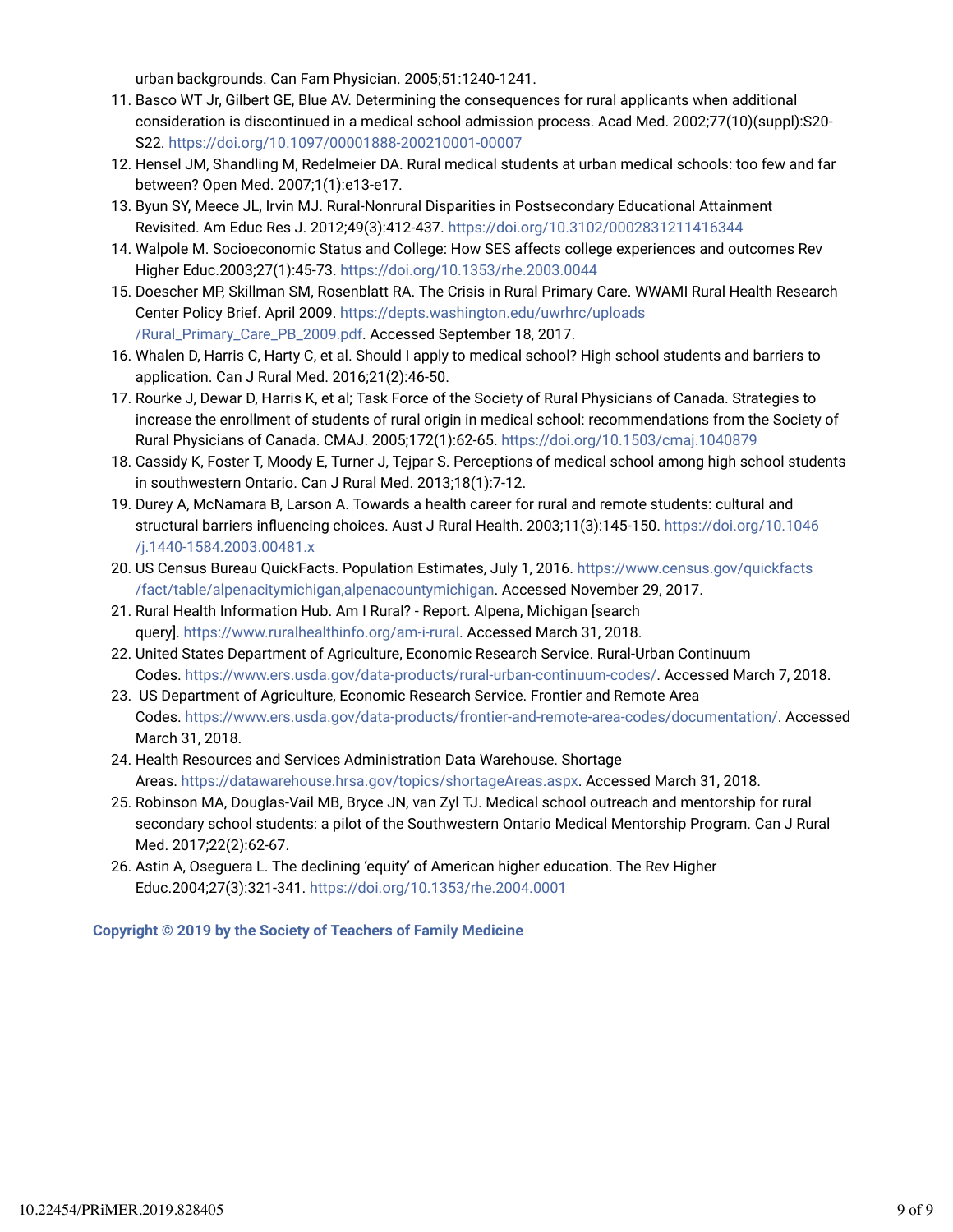urban backgrounds. Can Fam Physician. 2005;51:1240-1241.

11. Basco WT Jr, Gilbert GE, Blue AV. Determining the consequences for rural applicants when additional consideration is discontinued in a medical school admission process. Acad Med. 2002;77(10)(suppl):S20-S22. https://doi.org/10.1097/00001888-200210001-00007
12. Hensel JM, Shandling M, Redelmeier DA. Rural medical students at urban medical schools: too few and far between? Open Med. 2007;1(1):e13-e17.
13. Byun SY, Meece JL, Irvin MJ. Rural-Nonrural Disparities in Postsecondary Educational Attainment Revisited. Am Educ Res J. 2012;49(3):412-437. https://doi.org/10.3102/0002831211416344
14. Walpole M. Socioeconomic Status and College: How SES affects college experiences and outcomes Rev Higher Educ.2003;27(1):45-73. https://doi.org/10.1353/rhe.2003.0044
15. Doescher MP, Skillman SM, Rosenblatt RA. The Crisis in Rural Primary Care. WWAMI Rural Health Research Center Policy Brief. April 2009. https://depts.washington.edu/uwrhrc/uploads/Rural_Primary_Care_PB_2009.pdf. Accessed September 18, 2017.
16. Whalen D, Harris C, Harty C, et al. Should I apply to medical school? High school students and barriers to application. Can J Rural Med. 2016;21(2):46-50.
17. Rourke J, Dewar D, Harris K, et al; Task Force of the Society of Rural Physicians of Canada. Strategies to increase the enrollment of students of rural origin in medical school: recommendations from the Society of Rural Physicians of Canada. CMAJ. 2005;172(1):62-65. https://doi.org/10.1503/cmaj.1040879
18. Cassidy K, Foster T, Moody E, Turner J, Tejpar S. Perceptions of medical school among high school students in southwestern Ontario. Can J Rural Med. 2013;18(1):7-12.
19. Durey A, McNamara B, Larson A. Towards a health career for rural and remote students: cultural and structural barriers influencing choices. Aust J Rural Health. 2003;11(3):145-150. https://doi.org/10.1046/j.1440-1584.2003.00481.x
20. US Census Bureau QuickFacts. Population Estimates, July 1, 2016. https://www.census.gov/quickfacts/fact/table/alpenacitymichigan,alpenacountymichigan. Accessed November 29, 2017.
21. Rural Health Information Hub. Am I Rural? - Report. Alpena, Michigan [search query]. https://www.ruralhealthinfo.org/am-i-rural. Accessed March 31, 2018.
22. United States Department of Agriculture, Economic Research Service. Rural-Urban Continuum Codes. https://www.ers.usda.gov/data-products/rural-urban-continuum-codes/. Accessed March 7, 2018.
23. US Department of Agriculture, Economic Research Service. Frontier and Remote Area Codes. https://www.ers.usda.gov/data-products/frontier-and-remote-area-codes/documentation/. Accessed March 31, 2018.
24. Health Resources and Services Administration Data Warehouse. Shortage Areas. https://datawarehouse.hrsa.gov/topics/shortageAreas.aspx. Accessed March 31, 2018.
25. Robinson MA, Douglas-Vail MB, Bryce JN, van Zyl TJ. Medical school outreach and mentorship for rural secondary school students: a pilot of the Southwestern Ontario Medical Mentorship Program. Can J Rural Med. 2017;22(2):62-67.
26. Astin A, Oseguera L. The declining 'equity' of American higher education. The Rev Higher Educ.2004;27(3):321-341. https://doi.org/10.1353/rhe.2004.0001

**Copyright © 2019 by the Society of Teachers of Family Medicine**